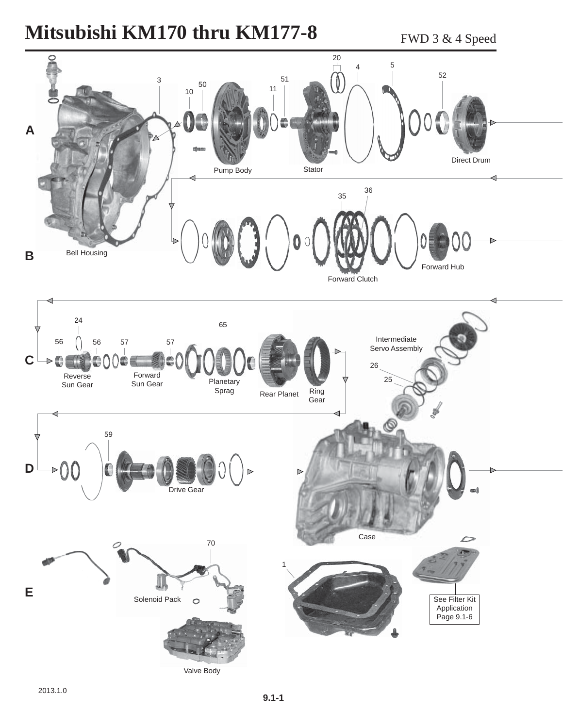# Mitsubishi KM170 thru KM177-8

FWD 3 & 4 Speed

A

3
10
50
Pump Body
51
11
Stator
20
4
5
52
Direct Drum

B

Bell Housing
35
36
Forward Clutch
Forward Hub

C

24
56
56
57
57
Reverse Sun Gear
Forward Sun Gear
65
Planetary Sprag
Rear Planet
Ring Gear
Intermediate Servo Assembly
26
25

D

59
Drive Gear
Case

E

70
Solenoid Pack
Valve Body
1
See Filter Kit Application Page 9.1-6

2013.1.0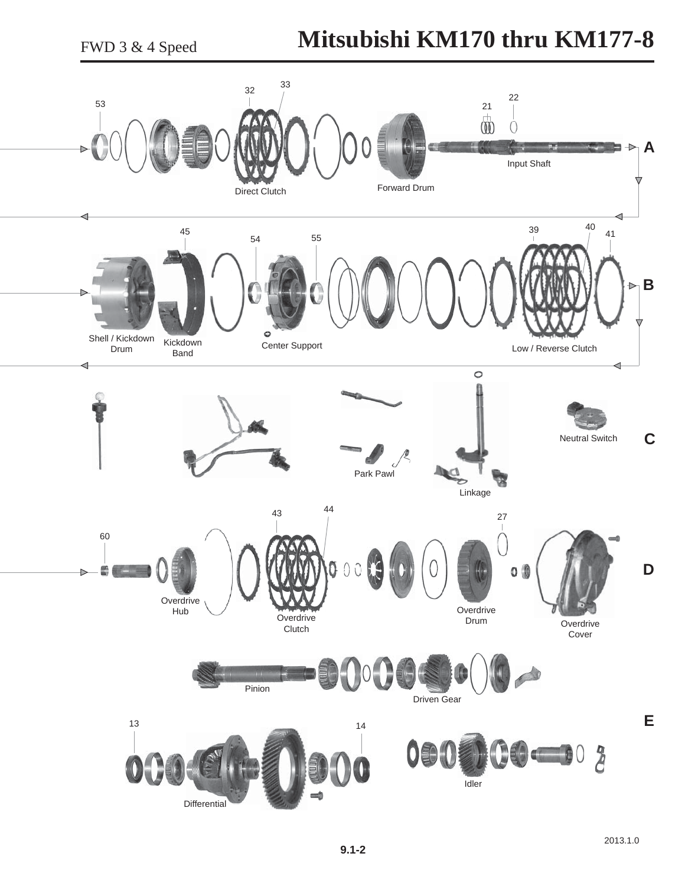# Mitsubishi KM170 thru KM177-8

FWD 3 & 4 Speed

A

53
32
33
22
21
Direct Clutch
Forward Drum
Input Shaft

B

45
54
55
39
40
41
Shell / Kickdown Drum
Kickdown Band
Center Support
Low / Reverse Clutch

C

Neutral Switch
Park Pawl
Linkage

D

60
43
44
27
Overdrive Hub
Overdrive Clutch
Overdrive Drum
Overdrive Cover

E

Pinion
Driven Gear
13
14
Differential
Idler

2013.1.0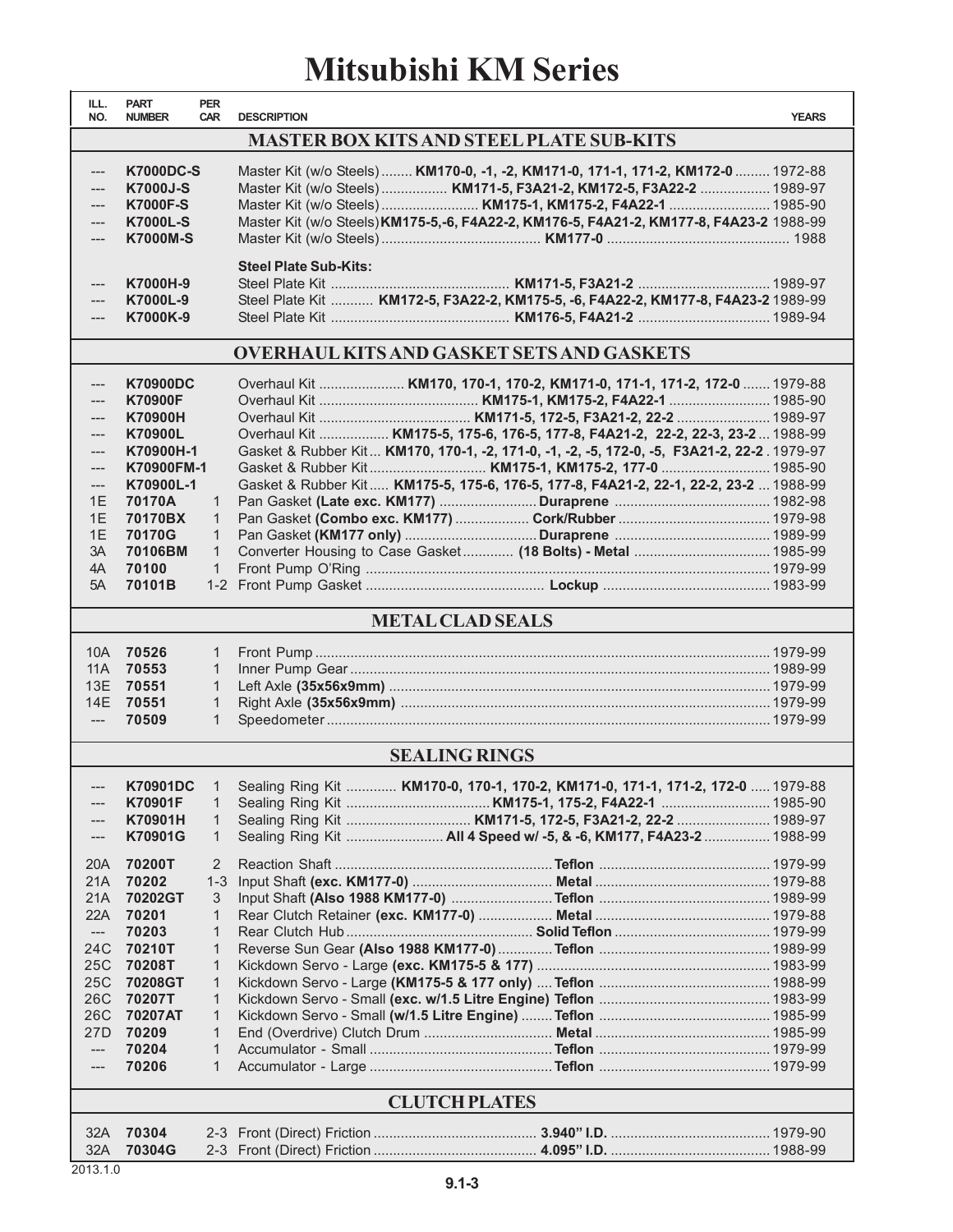# Mitsubishi KM Series

| ILL. NO. | PART NUMBER | PER CAR | DESCRIPTION | YEARS |
|---|---|---|---|---|
| | | | **MASTER BOX KITS AND STEEL PLATE SUB-KITS** | |
| --- | **K7000DC-S** | | Master Kit (w/o Steels) **KM170-0, -1, -2, KM171-0, 171-1, 171-2, KM172-0** | 1972-88 |
| --- | **K7000J-S** | | Master Kit (w/o Steels) **KM171-5, F3A21-2, KM172-5, F3A22-2** | 1989-97 |
| --- | **K7000F-S** | | Master Kit (w/o Steels) **KM175-1, KM175-2, F4A22-1** | 1985-90 |
| --- | **K7000L-S** | | Master Kit (w/o Steels) **KM175-5,-6, F4A22-2, KM176-5, F4A21-2, KM177-8, F4A23-2** | 1988-99 |
| --- | **K7000M-S** | | Master Kit (w/o Steels) **KM177-0** | 1988 |
| | | | **Steel Plate Sub-Kits:** | |
| --- | **K7000H-9** | | Steel Plate Kit **KM171-5, F3A21-2** | 1989-97 |
| --- | **K7000L-9** | | Steel Plate Kit **KM172-5, F3A22-2, KM175-5, -6, F4A22-2, KM177-8, F4A23-2** | 1989-99 |
| --- | **K7000K-9** | | Steel Plate Kit **KM176-5, F4A21-2** | 1989-94 |
| | | | **OVERHAUL KITS AND GASKET SETS AND GASKETS** | |
| --- | **K70900DC** | | Overhaul Kit **KM170, 170-1, 170-2, KM171-0, 171-1, 171-2, 172-0** | 1979-88 |
| --- | **K70900F** | | Overhaul Kit **KM175-1, KM175-2, F4A22-1** | 1985-90 |
| --- | **K70900H** | | Overhaul Kit **KM171-5, 172-5, F3A21-2, 22-2** | 1989-97 |
| --- | **K70900L** | | Overhaul Kit **KM175-5, 175-6, 176-5, 177-8, F4A21-2, 22-2, 22-3, 23-2** | 1988-99 |
| --- | **K70900H-1** | | Gasket & Rubber Kit **KM170, 170-1, -2, 171-0, -1, -2, -5, 172-0, -5, F3A21-2, 22-2** | 1979-97 |
| --- | **K70900FM-1** | | Gasket & Rubber Kit **KM175-1, KM175-2, 177-0** | 1985-90 |
| --- | **K70900L-1** | | Gasket & Rubber Kit **KM175-5, 175-6, 176-5, 177-8, F4A21-2, 22-1, 22-2, 23-2** | 1988-99 |
| 1E | **70170A** | 1 | Pan Gasket **(Late exc. KM177)** **Duraprene** | 1982-98 |
| 1E | **70170BX** | 1 | Pan Gasket **(Combo exc. KM177)** **Cork/Rubber** | 1979-98 |
| 1E | **70170G** | 1 | Pan Gasket **(KM177 only)** **Duraprene** | 1989-99 |
| 3A | **70106BM** | 1 | Converter Housing to Case Gasket **(18 Bolts) - Metal** | 1985-99 |
| 4A | **70100** | 1 | Front Pump O'Ring | 1979-99 |
| 5A | **70101B** | 1-2 | Front Pump Gasket **Lockup** | 1983-99 |
| | | | **METAL CLAD SEALS** | |
| 10A | **70526** | 1 | Front Pump | 1979-99 |
| 11A | **70553** | 1 | Inner Pump Gear | 1989-99 |
| 13E | **70551** | 1 | Left Axle **(35x56x9mm)** | 1979-99 |
| 14E | **70551** | 1 | Right Axle **(35x56x9mm)** | 1979-99 |
| --- | **70509** | 1 | Speedometer | 1979-99 |
| | | | **SEALING RINGS** | |
| --- | **K70901DC** | 1 | Sealing Ring Kit **KM170-0, 170-1, 170-2, KM171-0, 171-1, 171-2, 172-0** | 1979-88 |
| --- | **K70901F** | 1 | Sealing Ring Kit **KM175-1, 175-2, F4A22-1** | 1985-90 |
| --- | **K70901H** | 1 | Sealing Ring Kit **KM171-5, 172-5, F3A21-2, 22-2** | 1989-97 |
| --- | **K70901G** | 1 | Sealing Ring Kit **All 4 Speed w/ -5, & -6, KM177, F4A23-2** | 1988-99 |
| 20A | **70200T** | 2 | Reaction Shaft **Teflon** | 1979-99 |
| 21A | **70202** | 1-3 | Input Shaft **(exc. KM177-0)** **Metal** | 1979-88 |
| 21A | **70202GT** | 3 | Input Shaft **(Also 1988 KM177-0)** **Teflon** | 1989-99 |
| 22A | **70201** | 1 | Rear Clutch Retainer **(exc. KM177-0)** **Metal** | 1979-88 |
| --- | **70203** | 1 | Rear Clutch Hub **Solid Teflon** | 1979-99 |
| 24C | **70210T** | 1 | Reverse Sun Gear **(Also 1988 KM177-0)** **Teflon** | 1989-99 |
| 25C | **70208T** | 1 | Kickdown Servo - Large **(exc. KM175-5 & 177)** | 1983-99 |
| 25C | **70208GT** | 1 | Kickdown Servo - Large **(KM175-5 & 177 only)** **Teflon** | 1988-99 |
| 26C | **70207T** | 1 | Kickdown Servo - Small **(exc. w/1.5 Litre Engine)** **Teflon** | 1983-99 |
| 26C | **70207AT** | 1 | Kickdown Servo - Small **(w/1.5 Litre Engine)** **Teflon** | 1985-99 |
| 27D | **70209** | 1 | End (Overdrive) Clutch Drum **Metal** | 1985-99 |
| --- | **70204** | 1 | Accumulator - Small **Teflon** | 1979-99 |
| --- | **70206** | 1 | Accumulator - Large **Teflon** | 1979-99 |
| | | | **CLUTCH PLATES** | |
| 32A | **70304** | 2-3 | Front (Direct) Friction **3.940" I.D.** | 1979-90 |
| 32A | **70304G** | 2-3 | Front (Direct) Friction **4.095" I.D.** | 1988-99 |

2013.1.0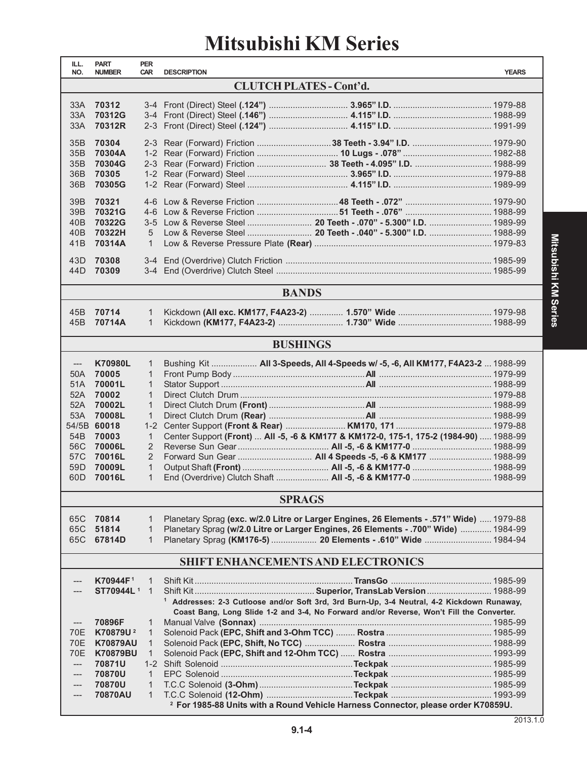# Mitsubishi KM Series

| ILL. NO. | PART NUMBER | PER CAR | DESCRIPTION | YEARS |
|---|---|---|---|---|
| | | | **CLUTCH PLATES - Cont'd.** | |
| 33A | **70312** | 3-4 | Front (Direct) Steel **(.124")** ... **3.965" I.D.** | 1979-88 |
| 33A | **70312G** | 3-4 | Front (Direct) Steel **(.146")** ... **4.115" I.D.** | 1988-99 |
| 33A | **70312R** | 2-3 | Front (Direct) Steel **(.124")** ... **4.115" I.D.** | 1991-99 |
| 35B | **70304** | 2-3 | Rear (Forward) Friction ... **38 Teeth - 3.94" I.D.** | 1979-90 |
| 35B | **70304A** | 1-2 | Rear (Forward) Friction ... **10 Lugs - .078"** | 1982-88 |
| 35B | **70304G** | 2-3 | Rear (Forward) Friction ... **38 Teeth - 4.095" I.D.** | 1988-99 |
| 36B | **70305** | 1-2 | Rear (Forward) Steel ... **3.965" I.D.** | 1979-88 |
| 36B | **70305G** | 1-2 | Rear (Forward) Steel ... **4.115" I.D.** | 1989-99 |
| 39B | **70321** | 4-6 | Low & Reverse Friction ... **48 Teeth - .072"** | 1979-90 |
| 39B | **70321G** | 4-6 | Low & Reverse Friction ... **51 Teeth - .076"** | 1988-99 |
| 40B | **70322G** | 3-5 | Low & Reverse Steel ... **20 Teeth - .070" - 5.300" I.D.** | 1989-99 |
| 40B | **70322H** | 5 | Low & Reverse Steel ... **20 Teeth - .040" - 5.300" I.D.** | 1988-99 |
| 41B | **70314A** | 1 | Low & Reverse Pressure Plate **(Rear)** | 1979-83 |
| 43D | **70308** | 3-4 | End (Overdrive) Clutch Friction | 1985-99 |
| 44D | **70309** | 3-4 | End (Overdrive) Clutch Steel | 1985-99 |
| | | | **BANDS** | |
| 45B | **70714** | 1 | Kickdown **(All exc. KM177, F4A23-2)** ... **1.570" Wide** | 1979-98 |
| 45B | **70714A** | 1 | Kickdown **(KM177, F4A23-2)** ... **1.730" Wide** | 1988-99 |
| | | | **BUSHINGS** | |
| --- | **K70980L** | 1 | Bushing Kit ... **All 3-Speeds, All 4-Speeds w/ -5, -6, All KM177, F4A23-2** | 1988-99 |
| 50A | **70005** | 1 | Front Pump Body ... **All** | 1979-99 |
| 51A | **70001L** | 1 | Stator Support ... **All** | 1988-99 |
| 52A | **70002** | 1 | Direct Clutch Drum | 1979-88 |
| 52A | **70002L** | 1 | Direct Clutch Drum **(Front)** ... **All** | 1988-99 |
| 53A | **70008L** | 1 | Direct Clutch Drum **(Rear)** ... **All** | 1988-99 |
| 54/5B | **60018** | 1-2 | Center Support **(Front & Rear)** ... **KM170, 171** | 1979-88 |
| 54B | **70003** | 1 | Center Support **(Front)** ... **All -5, -6 & KM177 & KM172-0, 175-1, 175-2 (1984-90)** | 1988-99 |
| 56C | **70006L** | 2 | Reverse Sun Gear ... **All -5, -6 & KM177-0** | 1988-99 |
| 57C | **70016L** | 2 | Forward Sun Gear ... **All 4 Speeds -5, -6 & KM177** | 1988-99 |
| 59D | **70009L** | 1 | Output Shaft **(Front)** ... **All -5, -6 & KM177-0** | 1988-99 |
| 60D | **70016L** | 1 | End (Overdrive) Clutch Shaft ... **All -5, -6 & KM177-0** | 1988-99 |
| | | | **SPRAGS** | |
| 65C | **70814** | 1 | Planetary Sprag **(exc. w/2.0 Litre or Larger Engines, 26 Elements - .571" Wide)** | 1979-88 |
| 65C | **51814** | 1 | Planetary Sprag **(w/2.0 Litre or Larger Engines, 26 Elements - .700" Wide)** | 1984-99 |
| 65C | **67814D** | 1 | Planetary Sprag **(KM176-5)** ... **20 Elements - .610" Wide** | 1984-94 |
| | | | **SHIFT ENHANCEMENTS AND ELECTRONICS** | |
| --- | **K70944F** [1] | 1 | Shift Kit ... **TransGo** | 1985-99 |
| --- | **ST70944L** [1] | 1 | Shift Kit ... **Superior, TransLab Version** | 1988-99 |
| | | | [1] **Addresses: 2-3 Cutloose and/or Soft 3rd, 3rd Burn-Up, 3-4 Neutral, 4-2 Kickdown Runaway, Coast Bang, Long Slide 1-2 and 3-4, No Forward and/or Reverse, Won't Fill the Converter.** | |
| --- | **70896F** | 1 | Manual Valve **(Sonnax)** | 1985-99 |
| 70E | **K70879U** [2] | 1 | Solenoid Pack **(EPC, Shift and 3-Ohm TCC)** ... **Rostra** | 1985-99 |
| 70E | **K70879AU** | 1 | Solenoid Pack **(EPC, Shift, No TCC)** ... **Rostra** | 1988-99 |
| 70E | **K70879BU** | 1 | Solenoid Pack **(EPC, Shift and 12-Ohm TCC)** ... **Rostra** | 1993-99 |
| --- | **70871U** | 1-2 | Shift Solenoid ... **Teckpak** | 1985-99 |
| --- | **70870U** | 1 | EPC Solenoid ... **Teckpak** | 1985-99 |
| --- | **70870U** | 1 | T.C.C Solenoid **(3-Ohm)** ... **Teckpak** | 1985-99 |
| --- | **70870AU** | 1 | T.C.C Solenoid **(12-Ohm)** ... **Teckpak** | 1993-99 |
| | | | [2] **For 1985-88 Units with a Round Vehicle Harness Connector, please order K70859U.** | |

2013.1.0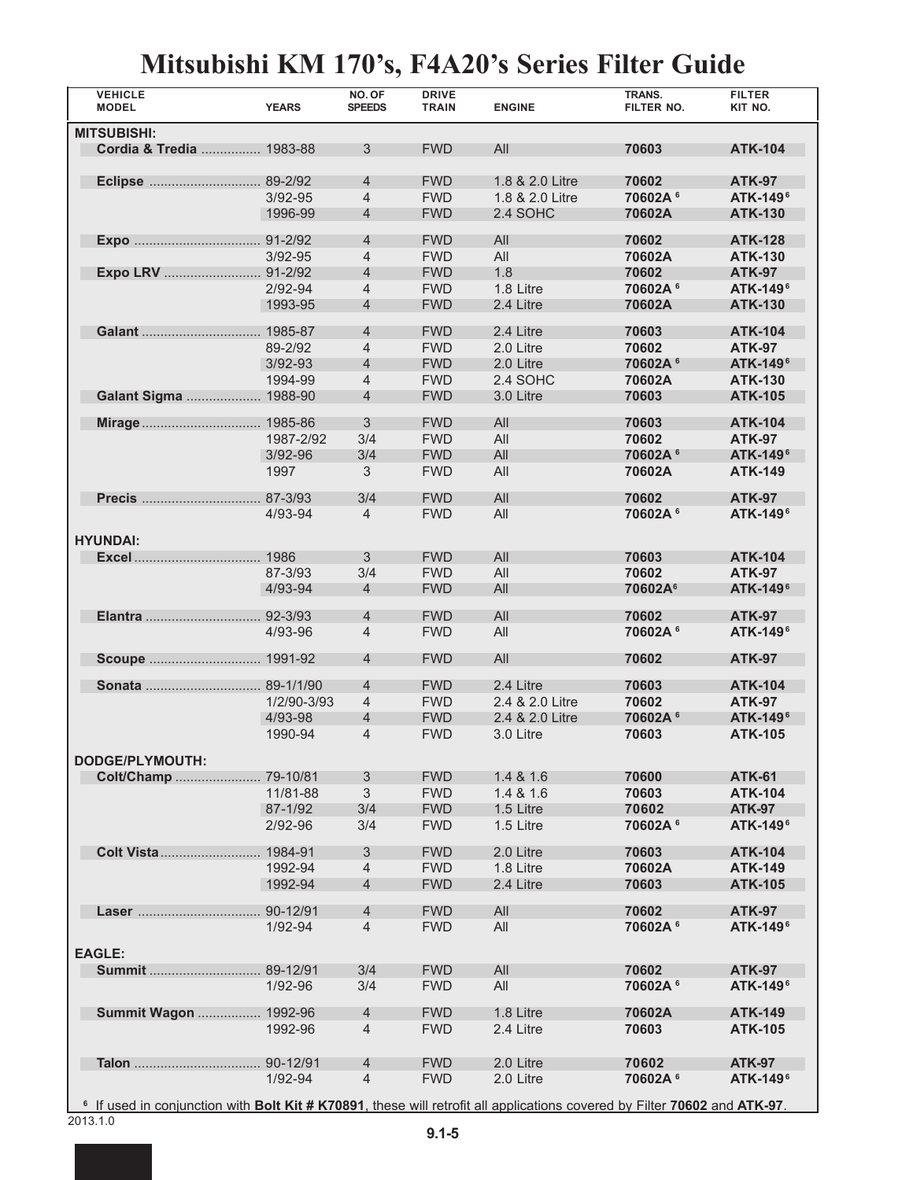# Mitsubishi KM 170's, F4A20's Series Filter Guide

| VEHICLE MODEL | YEARS | NO. OF SPEEDS | DRIVE TRAIN | ENGINE | TRANS. FILTER NO. | FILTER KIT NO. |
|---|---|---|---|---|---|---|
| **MITSUBISHI:** | | | | | | |
| **Cordia & Tredia** | 1983-88 | 3 | FWD | All | **70603** | **ATK-104** |
| **Eclipse** | 89-2/92 | 4 | FWD | 1.8 & 2.0 Litre | **70602** | **ATK-97** |
| | 3/92-95 | 4 | FWD | 1.8 & 2.0 Litre | **70602A** [6] | **ATK-149** [6] |
| | 1996-99 | 4 | FWD | 2.4 SOHC | **70602A** | **ATK-130** |
| **Expo** | 91-2/92 | 4 | FWD | All | **70602** | **ATK-128** |
| | 3/92-95 | 4 | FWD | All | **70602A** | **ATK-130** |
| **Expo LRV** | 91-2/92 | 4 | FWD | 1.8 | **70602** | **ATK-97** |
| | 2/92-94 | 4 | FWD | 1.8 Litre | **70602A** [6] | **ATK-149** [6] |
| | 1993-95 | 4 | FWD | 2.4 Litre | **70602A** | **ATK-130** |
| **Galant** | 1985-87 | 4 | FWD | 2.4 Litre | **70603** | **ATK-104** |
| | 89-2/92 | 4 | FWD | 2.0 Litre | **70602** | **ATK-97** |
| | 3/92-93 | 4 | FWD | 2.0 Litre | **70602A** [6] | **ATK-149** [6] |
| | 1994-99 | 4 | FWD | 2.4 SOHC | **70602A** | **ATK-130** |
| **Galant Sigma** | 1988-90 | 4 | FWD | 3.0 Litre | **70603** | **ATK-105** |
| **Mirage** | 1985-86 | 3 | FWD | All | **70603** | **ATK-104** |
| | 1987-2/92 | 3/4 | FWD | All | **70602** | **ATK-97** |
| | 3/92-96 | 3/4 | FWD | All | **70602A** [6] | **ATK-149** [6] |
| | 1997 | 3 | FWD | All | **70602A** | **ATK-149** |
| **Precis** | 87-3/93 | 3/4 | FWD | All | **70602** | **ATK-97** |
| | 4/93-94 | 4 | FWD | All | **70602A** [6] | **ATK-149** [6] |
| **HYUNDAI:** | | | | | | |
| **Excel** | 1986 | 3 | FWD | All | **70603** | **ATK-104** |
| | 87-3/93 | 3/4 | FWD | All | **70602** | **ATK-97** |
| | 4/93-94 | 4 | FWD | All | **70602A** [6] | **ATK-149** [6] |
| **Elantra** | 92-3/93 | 4 | FWD | All | **70602** | **ATK-97** |
| | 4/93-96 | 4 | FWD | All | **70602A** [6] | **ATK-149** [6] |
| **Scoupe** | 1991-92 | 4 | FWD | All | **70602** | **ATK-97** |
| **Sonata** | 89-1/1/90 | 4 | FWD | 2.4 Litre | **70603** | **ATK-104** |
| | 1/2/90-3/93 | 4 | FWD | 2.4 & 2.0 Litre | **70602** | **ATK-97** |
| | 4/93-98 | 4 | FWD | 2.4 & 2.0 Litre | **70602A** [6] | **ATK-149** [6] |
| | 1990-94 | 4 | FWD | 3.0 Litre | **70603** | **ATK-105** |
| **DODGE/PLYMOUTH:** | | | | | | |
| **Colt/Champ** | 79-10/81 | 3 | FWD | 1.4 & 1.6 | **70600** | **ATK-61** |
| | 11/81-88 | 3 | FWD | 1.4 & 1.6 | **70603** | **ATK-104** |
| | 87-1/92 | 3/4 | FWD | 1.5 Litre | **70602** | **ATK-97** |
| | 2/92-96 | 3/4 | FWD | 1.5 Litre | **70602A** [6] | **ATK-149** [6] |
| **Colt Vista** | 1984-91 | 3 | FWD | 2.0 Litre | **70603** | **ATK-104** |
| | 1992-94 | 4 | FWD | 1.8 Litre | **70602A** | **ATK-149** |
| | 1992-94 | 4 | FWD | 2.4 Litre | **70603** | **ATK-105** |
| **Laser** | 90-12/91 | 4 | FWD | All | **70602** | **ATK-97** |
| | 1/92-94 | 4 | FWD | All | **70602A** [6] | **ATK-149** [6] |
| **EAGLE:** | | | | | | |
| **Summit** | 89-12/91 | 3/4 | FWD | All | **70602** | **ATK-97** |
| | 1/92-96 | 3/4 | FWD | All | **70602A** [6] | **ATK-149** [6] |
| **Summit Wagon** | 1992-96 | 4 | FWD | 1.8 Litre | **70602A** | **ATK-149** |
| | 1992-96 | 4 | FWD | 2.4 Litre | **70603** | **ATK-105** |
| **Talon** | 90-12/91 | 4 | FWD | 2.0 Litre | **70602** | **ATK-97** |
| | 1/92-94 | 4 | FWD | 2.0 Litre | **70602A** [6] | **ATK-149** [6] |

[6] If used in conjunction with **Bolt Kit # K70891**, these will retrofit all applications covered by Filter **70602** and **ATK-97**.

2013.1.0